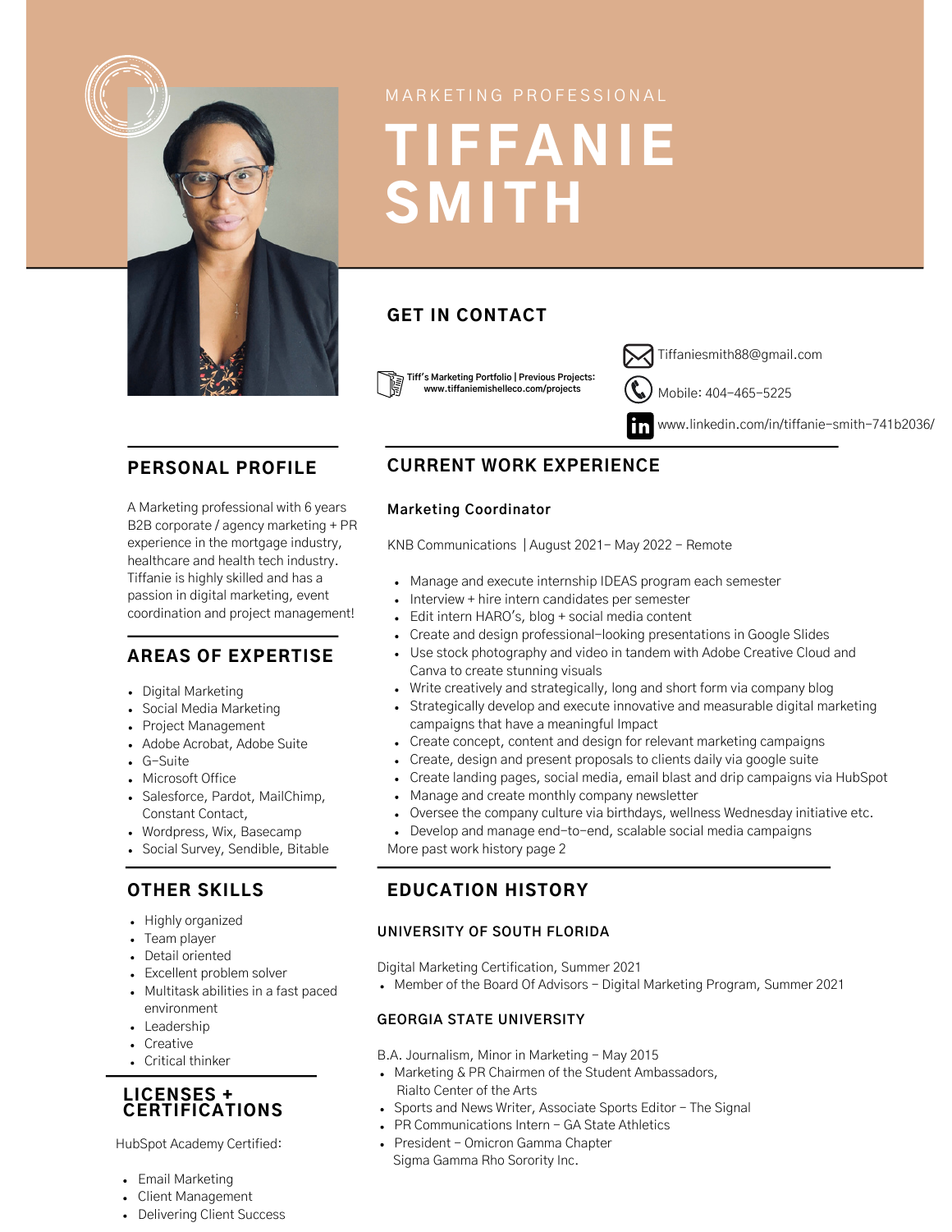MARKETING PROFESSIONAL

# TIFFANIE SMITH

## GET IN CONTACT

**Tiff's Marketing Portfolio | Previous Projects:**
**www.tiffaniemishelleco.com/projects**

Tiffaniesmith88@gmail.com

Mobile: 404-465-5225

www.linkedin.com/in/tiffanie-smith-741b2036/

## PERSONAL PROFILE

A Marketing professional with 6 years B2B corporate / agency marketing + PR experience in the mortgage industry, healthcare and health tech industry. Tiffanie is highly skilled and has a passion in digital marketing, event coordination and project management!

## AREAS OF EXPERTISE

- Digital Marketing
- Social Media Marketing
- Project Management
- Adobe Acrobat, Adobe Suite
- G-Suite
- Microsoft Office
- Salesforce, Pardot, MailChimp, Constant Contact,
- Wordpress, Wix, Basecamp
- Social Survey, Sendible, Bitable

## OTHER SKILLS

- Highly organized
- Team player
- Detail oriented
- Excellent problem solver
- Multitask abilities in a fast paced environment
- Leadership
- Creative
- Critical thinker

## LICENSES + CERTIFICATIONS

HubSpot Academy Certified:

- Email Marketing
- Client Management
- Delivering Client Success

## CURRENT WORK EXPERIENCE

### Marketing Coordinator

KNB Communications | August 2021- May 2022 - Remote

- Manage and execute internship IDEAS program each semester
- Interview + hire intern candidates per semester
- Edit intern HARO's, blog + social media content
- Create and design professional-looking presentations in Google Slides
- Use stock photography and video in tandem with Adobe Creative Cloud and Canva to create stunning visuals
- Write creatively and strategically, long and short form via company blog
- Strategically develop and execute innovative and measurable digital marketing campaigns that have a meaningful Impact
- Create concept, content and design for relevant marketing campaigns
- Create, design and present proposals to clients daily via google suite
- Create landing pages, social media, email blast and drip campaigns via HubSpot
- Manage and create monthly company newsletter
- Oversee the company culture via birthdays, wellness Wednesday initiative etc.
- Develop and manage end-to-end, scalable social media campaigns

More past work history page 2

## EDUCATION HISTORY

### UNIVERSITY OF SOUTH FLORIDA

Digital Marketing Certification, Summer 2021

- Member of the Board Of Advisors - Digital Marketing Program, Summer 2021

### GEORGIA STATE UNIVERSITY

B.A. Journalism, Minor in Marketing - May 2015

- Marketing & PR Chairmen of the Student Ambassadors, Rialto Center of the Arts
- Sports and News Writer, Associate Sports Editor - The Signal
- PR Communications Intern - GA State Athletics
- President - Omicron Gamma Chapter Sigma Gamma Rho Sorority Inc.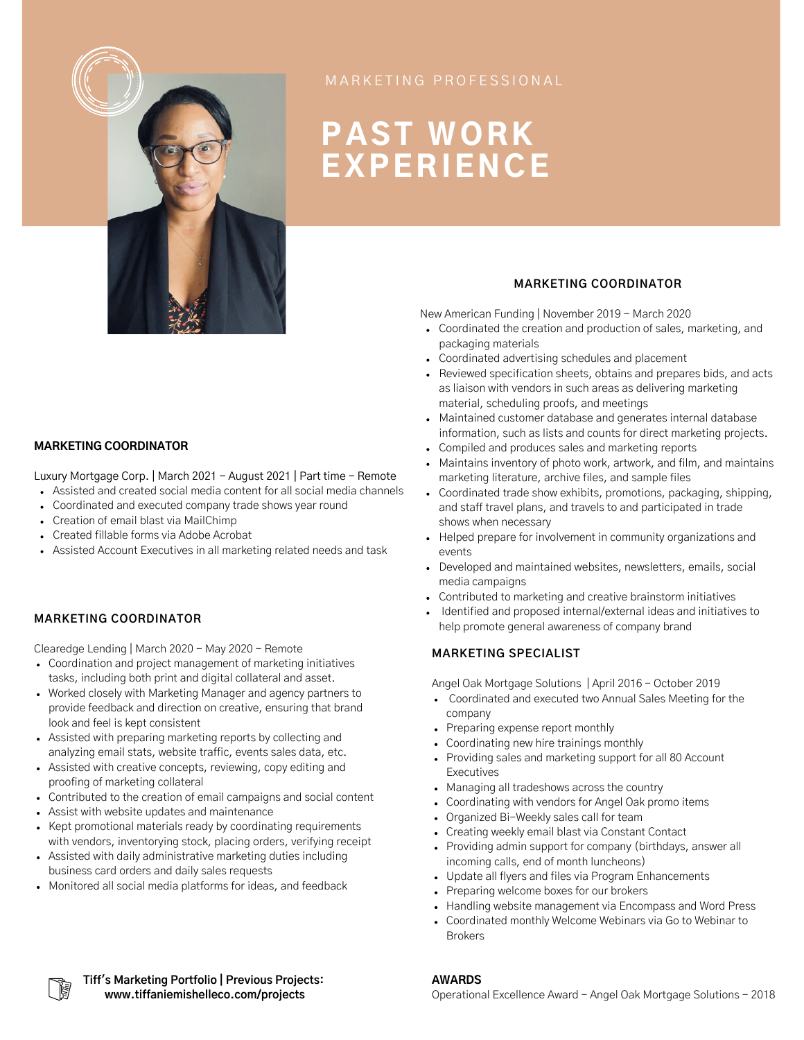MARKETING PROFESSIONAL

# PAST WORK EXPERIENCE

### MARKETING COORDINATOR

New American Funding | November 2019 – March 2020

- Coordinated the creation and production of sales, marketing, and packaging materials
- Coordinated advertising schedules and placement
- Reviewed specification sheets, obtains and prepares bids, and acts as liaison with vendors in such areas as delivering marketing material, scheduling proofs, and meetings
- Maintained customer database and generates internal database information, such as lists and counts for direct marketing projects.
- Compiled and produces sales and marketing reports
- Maintains inventory of photo work, artwork, and film, and maintains marketing literature, archive files, and sample files
- Coordinated trade show exhibits, promotions, packaging, shipping, and staff travel plans, and travels to and participated in trade shows when necessary
- Helped prepare for involvement in community organizations and events
- Developed and maintained websites, newsletters, emails, social media campaigns
- Contributed to marketing and creative brainstorm initiatives
- Identified and proposed internal/external ideas and initiatives to help promote general awareness of company brand

### MARKETING SPECIALIST

Angel Oak Mortgage Solutions | April 2016 – October 2019

- Coordinated and executed two Annual Sales Meeting for the company
- Preparing expense report monthly
- Coordinating new hire trainings monthly
- Providing sales and marketing support for all 80 Account Executives
- Managing all tradeshows across the country
- Coordinating with vendors for Angel Oak promo items
- Organized Bi-Weekly sales call for team
- Creating weekly email blast via Constant Contact
- Providing admin support for company (birthdays, answer all incoming calls, end of month luncheons)
- Update all flyers and files via Program Enhancements
- Preparing welcome boxes for our brokers
- Handling website management via Encompass and Word Press
- Coordinated monthly Welcome Webinars via Go to Webinar to Brokers

### MARKETING COORDINATOR

Luxury Mortgage Corp. | March 2021 – August 2021 | Part time – Remote

- Assisted and created social media content for all social media channels
- Coordinated and executed company trade shows year round
- Creation of email blast via MailChimp
- Created fillable forms via Adobe Acrobat
- Assisted Account Executives in all marketing related needs and task

### MARKETING COORDINATOR

Clearedge Lending | March 2020 – May 2020 – Remote

- Coordination and project management of marketing initiatives tasks, including both print and digital collateral and asset.
- Worked closely with Marketing Manager and agency partners to provide feedback and direction on creative, ensuring that brand look and feel is kept consistent
- Assisted with preparing marketing reports by collecting and analyzing email stats, website traffic, events sales data, etc.
- Assisted with creative concepts, reviewing, copy editing and proofing of marketing collateral
- Contributed to the creation of email campaigns and social content
- Assist with website updates and maintenance
- Kept promotional materials ready by coordinating requirements with vendors, inventorying stock, placing orders, verifying receipt
- Assisted with daily administrative marketing duties including business card orders and daily sales requests
- Monitored all social media platforms for ideas, and feedback

### AWARDS

Operational Excellence Award – Angel Oak Mortgage Solutions – 2018

**Tiff's Marketing Portfolio | Previous Projects: www.tiffaniemishelleco.com/projects**